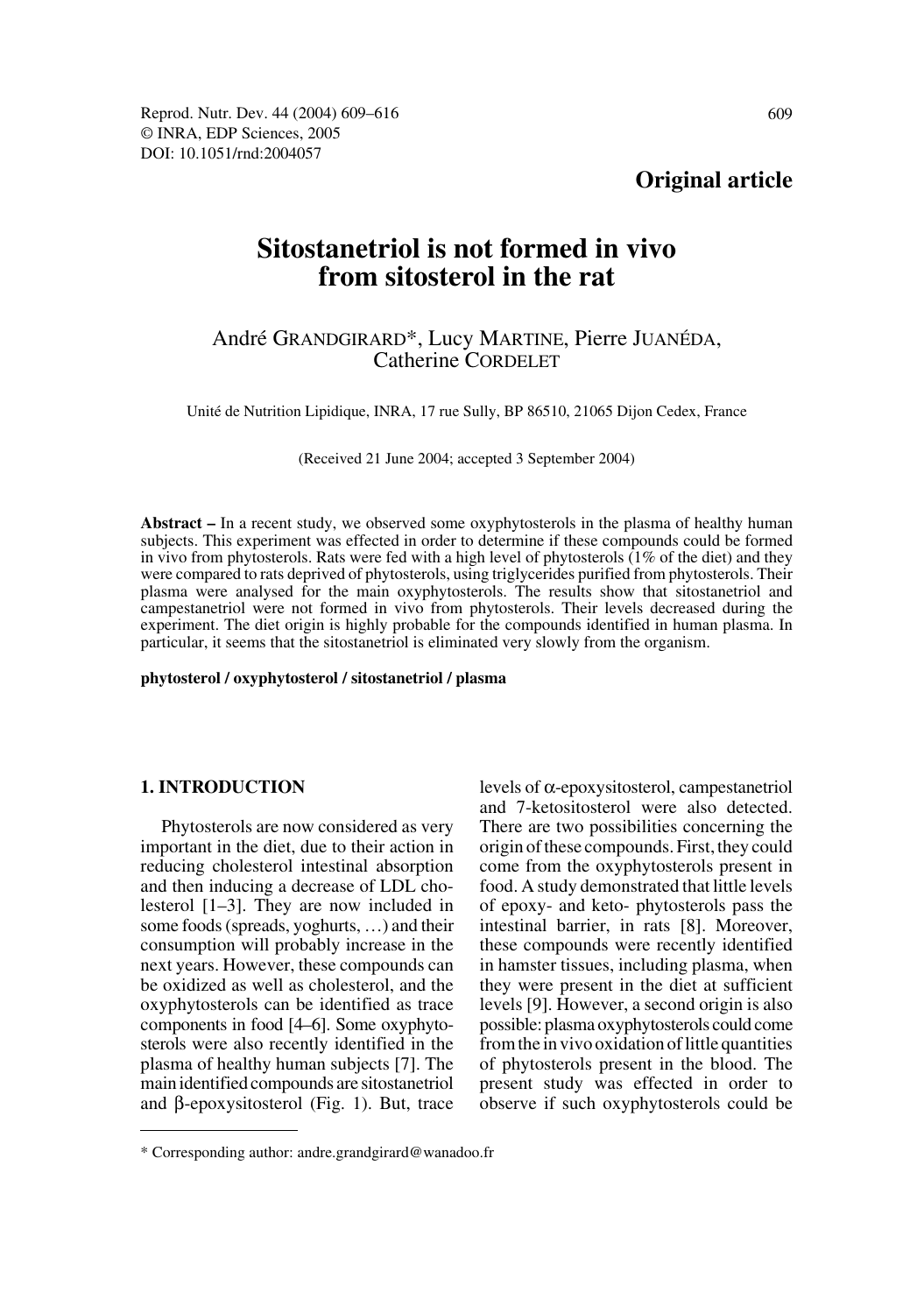**Original article**

# Sitostanetriol is not formed in vivo from sitosterol in the rat

André GRANDGIRARD*, Lucy MARTINE, Pierre JUANÉDA, Catherine CORDELET

Unité de Nutrition Lipidique, INRA, 17 rue Sully, BP 86510, 21065 Dijon Cedex, France

(Received 21 June 2004; accepted 3 September 2004)

**Abstract –** In a recent study, we observed some oxyphytosterols in the plasma of healthy human subjects. This experiment was effected in order to determine if these compounds could be formed in vivo from phytosterols. Rats were fed with a high level of phytosterols (1% of the diet) and they were compared to rats deprived of phytosterols, using triglycerides purified from phytosterols. Their plasma were analysed for the main oxyphytosterols. The results show that sitostanetriol and campestanetriol were not formed in vivo from phytosterols. Their levels decreased during the experiment. The diet origin is highly probable for the compounds identified in human plasma. In particular, it seems that the sitostanetriol is eliminated very slowly from the organism.

**phytosterol / oxyphytosterol / sitostanetriol / plasma**

## 1. INTRODUCTION

Phytosterols are now considered as very important in the diet, due to their action in reducing cholesterol intestinal absorption and then inducing a decrease of LDL cholesterol [1–3]. They are now included in some foods (spreads, yoghurts, …) and their consumption will probably increase in the next years. However, these compounds can be oxidized as well as cholesterol, and the oxyphytosterols can be identified as trace components in food [4–6]. Some oxyphytosterols were also recently identified in the plasma of healthy human subjects [7]. The main identified compounds are sitostanetriol and β-epoxysitosterol (Fig. 1). But, trace levels of α-epoxysitosterol, campestanetriol and 7-ketositosterol were also detected. There are two possibilities concerning the origin of these compounds. First, they could come from the oxyphytosterols present in food. A study demonstrated that little levels of epoxy- and keto- phytosterols pass the intestinal barrier, in rats [8]. Moreover, these compounds were recently identified in hamster tissues, including plasma, when they were present in the diet at sufficient levels [9]. However, a second origin is also possible: plasma oxyphytosterols could come from the in vivo oxidation of little quantities of phytosterols present in the blood. The present study was effected in order to observe if such oxyphytosterols could be

* Corresponding author: andre.grandgirard@wanadoo.fr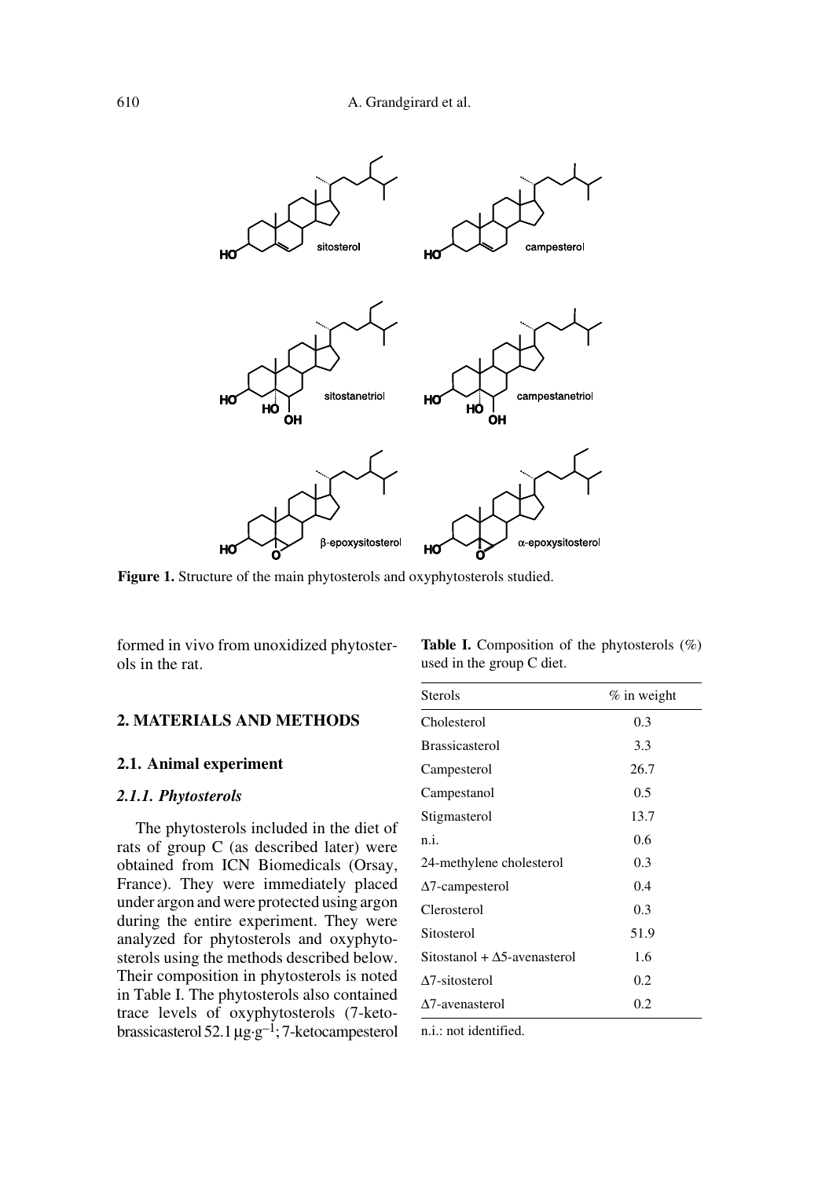**Figure 1.** Structure of the main phytosterols and oxyphytosterols studied.

formed in vivo from unoxidized phytosterols in the rat.

## 2. MATERIALS AND METHODS

### 2.1. Animal experiment

#### *2.1.1. Phytosterols*

The phytosterols included in the diet of rats of group C (as described later) were obtained from ICN Biomedicals (Orsay, France). They were immediately placed under argon and were protected using argon during the entire experiment. They were analyzed for phytosterols and oxyphytosterols using the methods described below. Their composition in phytosterols is noted in Table I. The phytosterols also contained trace levels of oxyphytosterols (7-ketobrassicasterol 52.1 $\mu g \cdot g^{-1}$; 7-ketocampesterol

**Table I.** Composition of the phytosterols (%) used in the group C diet.

| Sterols | % in weight |
| --- | --- |
| Cholesterol | 0.3 |
| Brassicasterol | 3.3 |
| Campesterol | 26.7 |
| Campestanol | 0.5 |
| Stigmasterol | 13.7 |
| n.i. | 0.6 |
| 24-methylene cholesterol | 0.3 |
| Δ7-campesterol | 0.4 |
| Clerosterol | 0.3 |
| Sitosterol | 51.9 |
| Sitostanol + Δ5-avenasterol | 1.6 |
| Δ7-sitosterol | 0.2 |
| Δ7-avenasterol | 0.2 |

n.i.: not identified.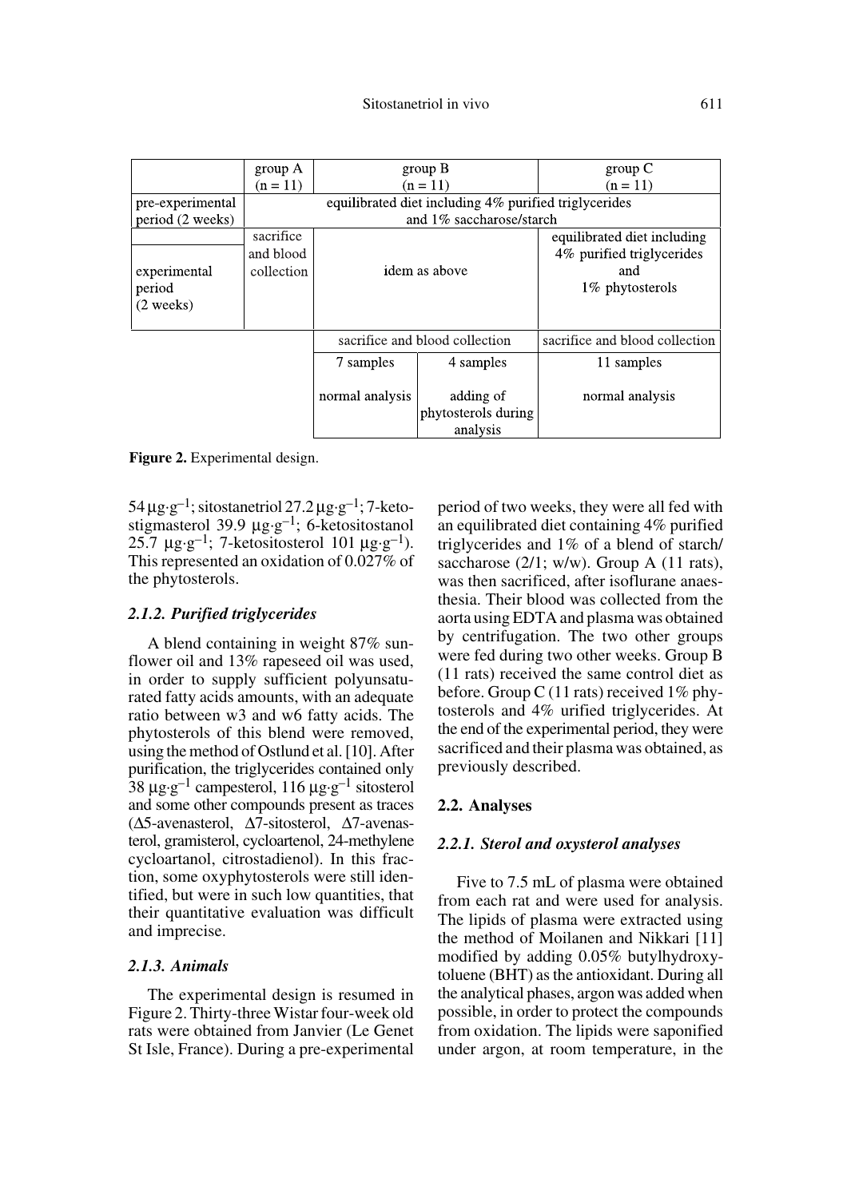| | group A (n = 11) | group B (n = 11) | | group C (n = 11) |
|---|---|---|---|---|
| pre-experimental period (2 weeks) | equilibrated diet including 4% purified triglycerides and 1% saccharose/starch | | | |
| experimental period (2 weeks) | sacrifice and blood collection | idem as above | | equilibrated diet including 4% purified triglycerides and 1% phytosterols |
| | | sacrifice and blood collection | | sacrifice and blood collection |
| | | 7 samples | 4 samples | 11 samples |
| | | normal analysis | adding of phytosterols during analysis | normal analysis |

**Figure 2.** Experimental design.

54 µg·g$^{-1}$; sitostanetriol 27.2 µg·g$^{-1}$; 7-ketostigmasterol 39.9 µg·g$^{-1}$; 6-ketositostanol 25.7 µg·g$^{-1}$; 7-ketositosterol 101 µg·g$^{-1}$). This represented an oxidation of 0.027% of the phytosterols.

### *2.1.2. Purified triglycerides*

A blend containing in weight 87% sunflower oil and 13% rapeseed oil was used, in order to supply sufficient polyunsaturated fatty acids amounts, with an adequate ratio between w3 and w6 fatty acids. The phytosterols of this blend were removed, using the method of Ostlund et al. [10]. After purification, the triglycerides contained only 38 µg·g$^{-1}$ campesterol, 116 µg·g$^{-1}$ sitosterol and some other compounds present as traces (Δ5-avenasterol, Δ7-sitosterol, Δ7-avenasterol, gramisterol, cycloartenol, 24-methylene cycloartanol, citrostadienol). In this fraction, some oxyphytosterols were still identified, but were in such low quantities, that their quantitative evaluation was difficult and imprecise.

### *2.1.3. Animals*

The experimental design is resumed in Figure 2. Thirty-three Wistar four-week old rats were obtained from Janvier (Le Genet St Isle, France). During a pre-experimental period of two weeks, they were all fed with an equilibrated diet containing 4% purified triglycerides and 1% of a blend of starch/saccharose (2/1; w/w). Group A (11 rats), was then sacrificed, after isoflurane anaesthesia. Their blood was collected from the aorta using EDTA and plasma was obtained by centrifugation. The two other groups were fed during two other weeks. Group B (11 rats) received the same control diet as before. Group C (11 rats) received 1% phytosterols and 4% urified triglycerides. At the end of the experimental period, they were sacrificed and their plasma was obtained, as previously described.

## 2.2. Analyses

### *2.2.1. Sterol and oxysterol analyses*

Five to 7.5 mL of plasma were obtained from each rat and were used for analysis. The lipids of plasma were extracted using the method of Moilanen and Nikkari [11] modified by adding 0.05% butylhydroxytoluene (BHT) as the antioxidant. During all the analytical phases, argon was added when possible, in order to protect the compounds from oxidation. The lipids were saponified under argon, at room temperature, in the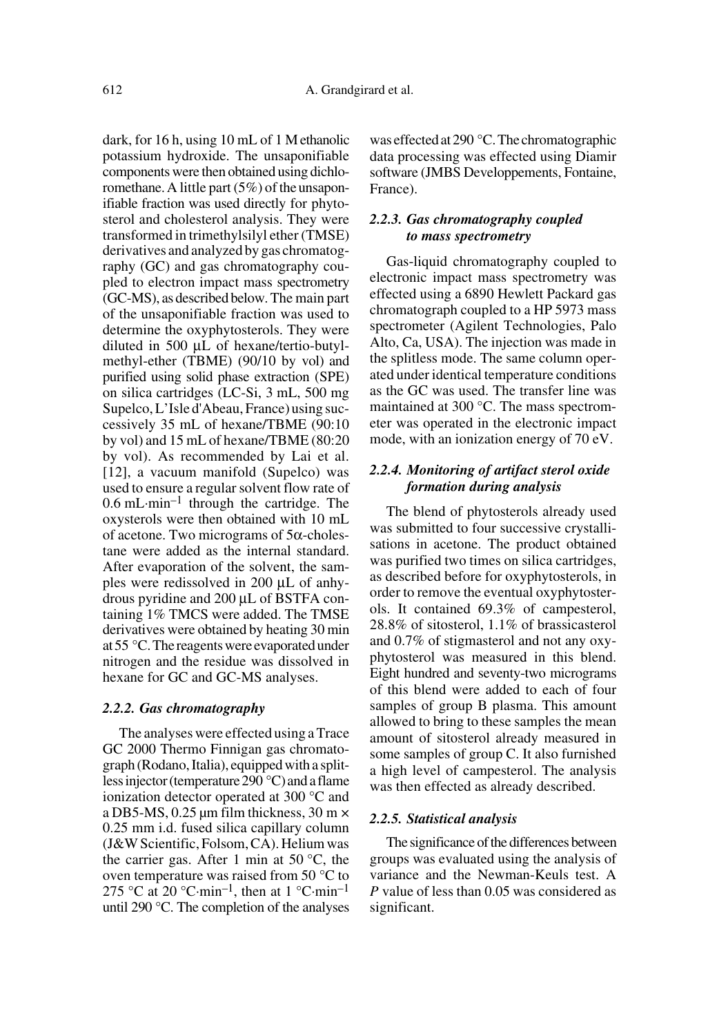dark, for 16 h, using 10 mL of 1 M ethanolic potassium hydroxide. The unsaponifiable components were then obtained using dichloromethane. A little part (5%) of the unsaponifiable fraction was used directly for phytosterol and cholesterol analysis. They were transformed in trimethylsilyl ether (TMSE) derivatives and analyzed by gas chromatography (GC) and gas chromatography coupled to electron impact mass spectrometry (GC-MS), as described below. The main part of the unsaponifiable fraction was used to determine the oxyphytosterols. They were diluted in 500 µL of hexane/tertio-butylmethyl-ether (TBME) (90/10 by vol) and purified using solid phase extraction (SPE) on silica cartridges (LC-Si, 3 mL, 500 mg Supelco, L'Isle d'Abeau, France) using successively 35 mL of hexane/TBME (90:10 by vol) and 15 mL of hexane/TBME (80:20 by vol). As recommended by Lai et al. [12], a vacuum manifold (Supelco) was used to ensure a regular solvent flow rate of $0.6\ mL \cdot min^{-1}$ through the cartridge. The oxysterols were then obtained with 10 mL of acetone. Two micrograms of 5α-cholestane were added as the internal standard. After evaporation of the solvent, the samples were redissolved in 200 µL of anhydrous pyridine and 200 µL of BSTFA containing 1% TMCS were added. The TMSE derivatives were obtained by heating 30 min at 55 °C. The reagents were evaporated under nitrogen and the residue was dissolved in hexane for GC and GC-MS analyses.

#### *2.2.2. Gas chromatography*

The analyses were effected using a Trace GC 2000 Thermo Finnigan gas chromatograph (Rodano, Italia), equipped with a splitless injector (temperature 290 °C) and a flame ionization detector operated at 300 °C and a DB5-MS, 0.25 µm film thickness, 30 m × 0.25 mm i.d. fused silica capillary column (J&W Scientific, Folsom, CA). Helium was the carrier gas. After 1 min at 50 °C, the oven temperature was raised from 50 °C to 275 °C at $20\ °C \cdot min^{-1}$, then at $1\ °C \cdot min^{-1}$ until 290 °C. The completion of the analyses was effected at 290 °C. The chromatographic data processing was effected using Diamir software (JMBS Developpements, Fontaine, France).

#### *2.2.3. Gas chromatography coupled to mass spectrometry*

Gas-liquid chromatography coupled to electronic impact mass spectrometry was effected using a 6890 Hewlett Packard gas chromatograph coupled to a HP 5973 mass spectrometer (Agilent Technologies, Palo Alto, Ca, USA). The injection was made in the splitless mode. The same column operated under identical temperature conditions as the GC was used. The transfer line was maintained at 300 °C. The mass spectrometer was operated in the electronic impact mode, with an ionization energy of 70 eV.

#### *2.2.4. Monitoring of artifact sterol oxide formation during analysis*

The blend of phytosterols already used was submitted to four successive crystallisations in acetone. The product obtained was purified two times on silica cartridges, as described before for oxyphytosterols, in order to remove the eventual oxyphytosterols. It contained 69.3% of campesterol, 28.8% of sitosterol, 1.1% of brassicasterol and 0.7% of stigmasterol and not any oxyphytosterol was measured in this blend. Eight hundred and seventy-two micrograms of this blend were added to each of four samples of group B plasma. This amount allowed to bring to these samples the mean amount of sitosterol already measured in some samples of group C. It also furnished a high level of campesterol. The analysis was then effected as already described.

#### *2.2.5. Statistical analysis*

The significance of the differences between groups was evaluated using the analysis of variance and the Newman-Keuls test. A $P$ value of less than 0.05 was considered as significant.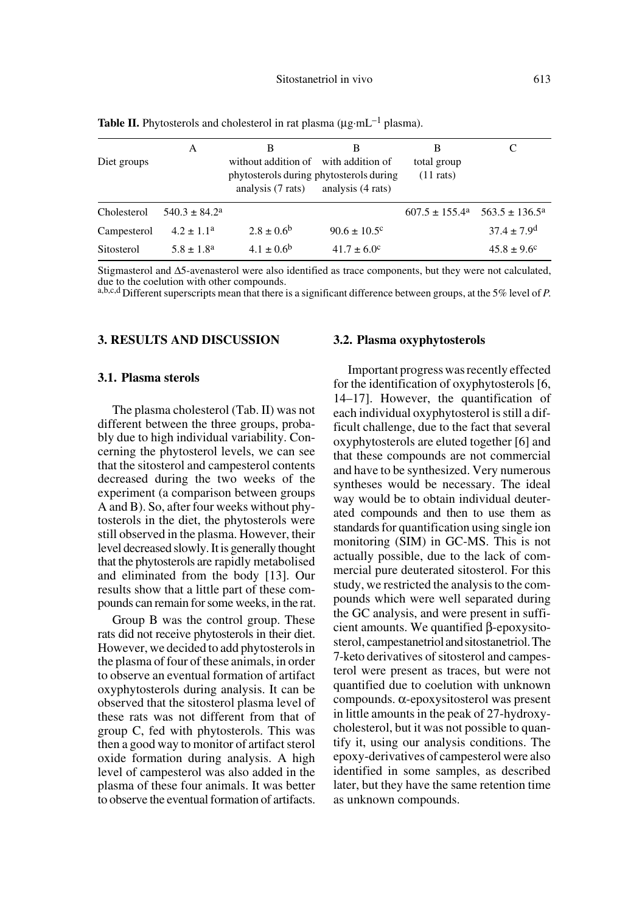**Table II.** Phytosterols and cholesterol in rat plasma (µg·mL$^{-1}$ plasma).

| Diet groups | A | B without addition of phytosterols during analysis (7 rats) | B with addition of phytosterols during analysis (4 rats) | B total group (11 rats) | C |
|---|---|---|---|---|---|
| Cholesterol | 540.3 ± 84.2$^{a}$ | | | 607.5 ± 155.4$^{a}$ | 563.5 ± 136.5$^{a}$ |
| Campesterol | 4.2 ± 1.1$^{a}$ | 2.8 ± 0.6$^{b}$ | 90.6 ± 10.5$^{c}$ | | 37.4 ± 7.9$^{d}$ |
| Sitosterol | 5.8 ± 1.8$^{a}$ | 4.1 ± 0.6$^{b}$ | 41.7 ± 6.0$^{c}$ | | 45.8 ± 9.6$^{c}$ |

Stigmasterol and Δ5-avenasterol were also identified as trace components, but they were not calculated, due to the coelution with other compounds.
[a,b,c,d] Different superscripts mean that there is a significant difference between groups, at the 5% level of *P*.

## 3. RESULTS AND DISCUSSION

### 3.1. Plasma sterols

The plasma cholesterol (Tab. II) was not different between the three groups, probably due to high individual variability. Concerning the phytosterol levels, we can see that the sitosterol and campesterol contents decreased during the two weeks of the experiment (a comparison between groups A and B). So, after four weeks without phytosterols in the diet, the phytosterols were still observed in the plasma. However, their level decreased slowly. It is generally thought that the phytosterols are rapidly metabolised and eliminated from the body [13]. Our results show that a little part of these compounds can remain for some weeks, in the rat.

Group B was the control group. These rats did not receive phytosterols in their diet. However, we decided to add phytosterols in the plasma of four of these animals, in order to observe an eventual formation of artifact oxyphytosterols during analysis. It can be observed that the sitosterol plasma level of these rats was not different from that of group C, fed with phytosterols. This was then a good way to monitor of artifact sterol oxide formation during analysis. A high level of campesterol was also added in the plasma of these four animals. It was better to observe the eventual formation of artifacts.

### 3.2. Plasma oxyphytosterols

Important progress was recently effected for the identification of oxyphytosterols [6, 14–17]. However, the quantification of each individual oxyphytosterol is still a difficult challenge, due to the fact that several oxyphytosterols are eluted together [6] and that these compounds are not commercial and have to be synthesized. Very numerous syntheses would be necessary. The ideal way would be to obtain individual deuterated compounds and then to use them as standards for quantification using single ion monitoring (SIM) in GC-MS. This is not actually possible, due to the lack of commercial pure deuterated sitosterol. For this study, we restricted the analysis to the compounds which were well separated during the GC analysis, and were present in sufficient amounts. We quantified β-epoxysitosterol, campestanetriol and sitostanetriol. The 7-keto derivatives of sitosterol and campesterol were present as traces, but were not quantified due to coelution with unknown compounds. α-epoxysitosterol was present in little amounts in the peak of 27-hydroxycholesterol, but it was not possible to quantify it, using our analysis conditions. The epoxy-derivatives of campesterol were also identified in some samples, as described later, but they have the same retention time as unknown compounds.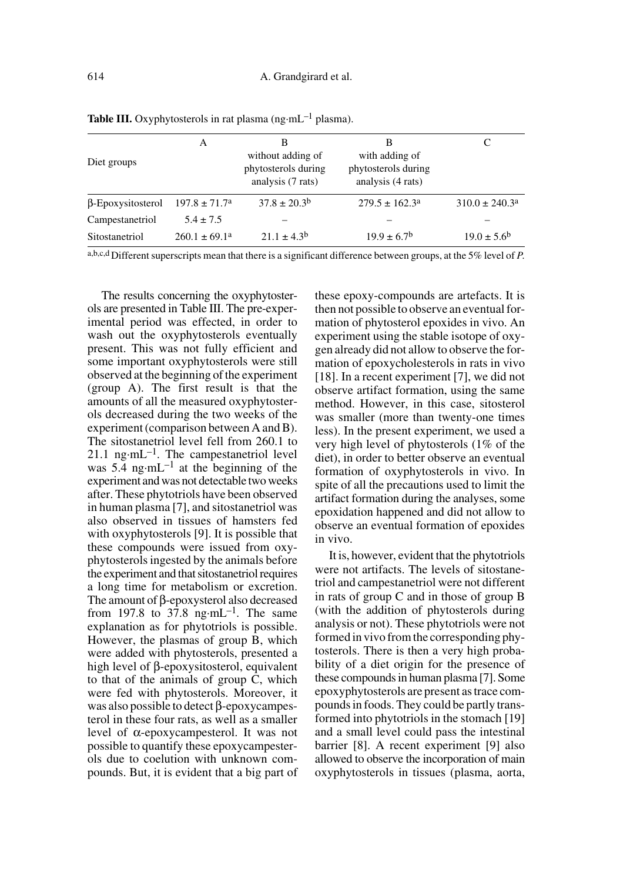**Table III.** Oxyphytosterols in rat plasma (ng·mL$^{-1}$ plasma).

| Diet groups | A | B without adding of phytosterols during analysis (7 rats) | B with adding of phytosterols during analysis (4 rats) | C |
|---|---|---|---|---|
| β-Epoxysitosterol | 197.8 ± 71.7[a] | 37.8 ± 20.3[b] | 279.5 ± 162.3[a] | 310.0 ± 240.3[a] |
| Campestanetriol | 5.4 ± 7.5 | – | – | – |
| Sitostanetriol | 260.1 ± 69.1[a] | 21.1 ± 4.3[b] | 19.9 ± 6.7[b] | 19.0 ± 5.6[b] |

[a,b,c,d] Different superscripts mean that there is a significant difference between groups, at the 5% level of *P*.

The results concerning the oxyphytosterols are presented in Table III. The pre-experimental period was effected, in order to wash out the oxyphytosterols eventually present. This was not fully efficient and some important oxyphytosterols were still observed at the beginning of the experiment (group A). The first result is that the amounts of all the measured oxyphytosterols decreased during the two weeks of the experiment (comparison between A and B). The sitostanetriol level fell from 260.1 to 21.1 ng·mL$^{-1}$. The campestanetriol level was 5.4 ng·mL$^{-1}$ at the beginning of the experiment and was not detectable two weeks after. These phytotriols have been observed in human plasma [7], and sitostanetriol was also observed in tissues of hamsters fed with oxyphytosterols [9]. It is possible that these compounds were issued from oxyphytosterols ingested by the animals before the experiment and that sitostanetriol requires a long time for metabolism or excretion. The amount of β-epoxysterol also decreased from 197.8 to 37.8 ng·mL$^{-1}$. The same explanation as for phytotriols is possible. However, the plasmas of group B, which were added with phytosterols, presented a high level of β-epoxysitosterol, equivalent to that of the animals of group C, which were fed with phytosterols. Moreover, it was also possible to detect β-epoxycampesterol in these four rats, as well as a smaller level of α-epoxycampesterol. It was not possible to quantify these epoxycampesterols due to coelution with unknown compounds. But, it is evident that a big part of these epoxy-compounds are artefacts. It is then not possible to observe an eventual formation of phytosterol epoxides in vivo. An experiment using the stable isotope of oxygen already did not allow to observe the formation of epoxycholesterols in rats in vivo [18]. In a recent experiment [7], we did not observe artifact formation, using the same method. However, in this case, sitosterol was smaller (more than twenty-one times less). In the present experiment, we used a very high level of phytosterols (1% of the diet), in order to better observe an eventual formation of oxyphytosterols in vivo. In spite of all the precautions used to limit the artifact formation during the analyses, some epoxidation happened and did not allow to observe an eventual formation of epoxides in vivo.

It is, however, evident that the phytotriols were not artifacts. The levels of sitostanetriol and campestanetriol were not different in rats of group C and in those of group B (with the addition of phytosterols during analysis or not). These phytotriols were not formed in vivo from the corresponding phytosterols. There is then a very high probability of a diet origin for the presence of these compounds in human plasma [7]. Some epoxyphytosterols are present as trace compounds in foods. They could be partly transformed into phytotriols in the stomach [19] and a small level could pass the intestinal barrier [8]. A recent experiment [9] also allowed to observe the incorporation of main oxyphytosterols in tissues (plasma, aorta,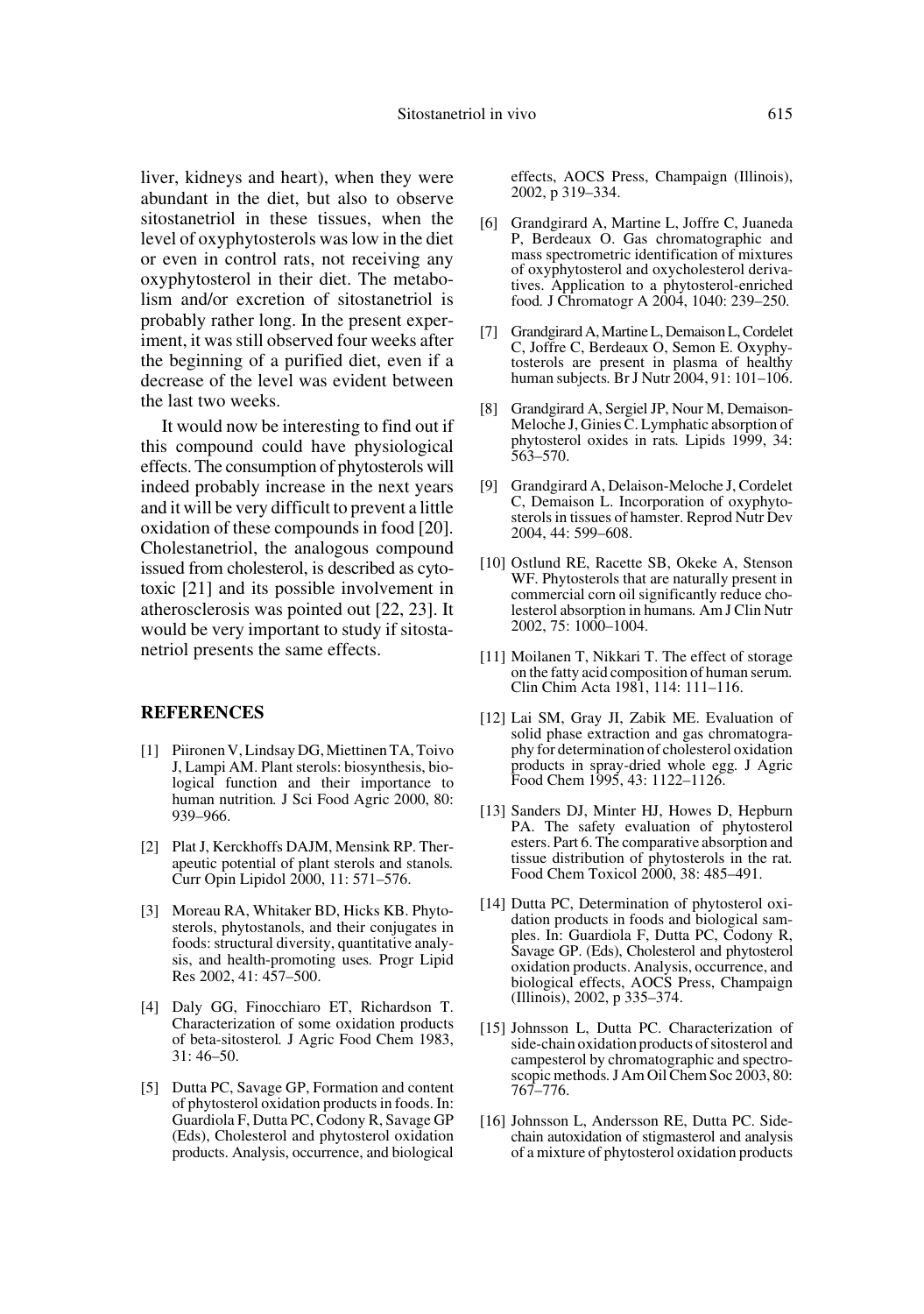liver, kidneys and heart), when they were abundant in the diet, but also to observe sitostanetriol in these tissues, when the level of oxyphytosterols was low in the diet or even in control rats, not receiving any oxyphytosterol in their diet. The metabolism and/or excretion of sitostanetriol is probably rather long. In the present experiment, it was still observed four weeks after the beginning of a purified diet, even if a decrease of the level was evident between the last two weeks.

It would now be interesting to find out if this compound could have physiological effects. The consumption of phytosterols will indeed probably increase in the next years and it will be very difficult to prevent a little oxidation of these compounds in food [20]. Cholestanetriol, the analogous compound issued from cholesterol, is described as cytotoxic [21] and its possible involvement in atherosclerosis was pointed out [22, 23]. It would be very important to study if sitostanetriol presents the same effects.

## REFERENCES

[1] Piironen V, Lindsay DG, Miettinen TA, Toivo J, Lampi AM. Plant sterols: biosynthesis, biological function and their importance to human nutrition. J Sci Food Agric 2000, 80: 939–966.

[2] Plat J, Kerckhoffs DAJM, Mensink RP. Therapeutic potential of plant sterols and stanols. Curr Opin Lipidol 2000, 11: 571–576.

[3] Moreau RA, Whitaker BD, Hicks KB. Phytosterols, phytostanols, and their conjugates in foods: structural diversity, quantitative analysis, and health-promoting uses. Progr Lipid Res 2002, 41: 457–500.

[4] Daly GG, Finocchiaro ET, Richardson T. Characterization of some oxidation products of beta-sitosterol. J Agric Food Chem 1983, 31: 46–50.

[5] Dutta PC, Savage GP, Formation and content of phytosterol oxidation products in foods. In: Guardiola F, Dutta PC, Codony R, Savage GP (Eds), Cholesterol and phytosterol oxidation products. Analysis, occurrence, and biological effects, AOCS Press, Champaign (Illinois), 2002, p 319–334.

[6] Grandgirard A, Martine L, Joffre C, Juaneda P, Berdeaux O. Gas chromatographic and mass spectrometric identification of mixtures of oxyphytosterol and oxycholesterol derivatives. Application to a phytosterol-enriched food. J Chromatogr A 2004, 1040: 239–250.

[7] Grandgirard A, Martine L, Demaison L, Cordelet C, Joffre C, Berdeaux O, Semon E. Oxyphytosterols are present in plasma of healthy human subjects. Br J Nutr 2004, 91: 101–106.

[8] Grandgirard A, Sergiel JP, Nour M, Demaison-Meloche J, Ginies C. Lymphatic absorption of phytosterol oxides in rats. Lipids 1999, 34: 563–570.

[9] Grandgirard A, Delaison-Meloche J, Cordelet C, Demaison L. Incorporation of oxyphytosterols in tissues of hamster. Reprod Nutr Dev 2004, 44: 599–608.

[10] Ostlund RE, Racette SB, Okeke A, Stenson WF. Phytosterols that are naturally present in commercial corn oil significantly reduce cholesterol absorption in humans. Am J Clin Nutr 2002, 75: 1000–1004.

[11] Moilanen T, Nikkari T. The effect of storage on the fatty acid composition of human serum. Clin Chim Acta 1981, 114: 111–116.

[12] Lai SM, Gray JI, Zabik ME. Evaluation of solid phase extraction and gas chromatography for determination of cholesterol oxidation products in spray-dried whole egg. J Agric Food Chem 1995, 43: 1122–1126.

[13] Sanders DJ, Minter HJ, Howes D, Hepburn PA. The safety evaluation of phytosterol esters. Part 6. The comparative absorption and tissue distribution of phytosterols in the rat. Food Chem Toxicol 2000, 38: 485–491.

[14] Dutta PC, Determination of phytosterol oxidation products in foods and biological samples. In: Guardiola F, Dutta PC, Codony R, Savage GP. (Eds), Cholesterol and phytosterol oxidation products. Analysis, occurrence, and biological effects, AOCS Press, Champaign (Illinois), 2002, p 335–374.

[15] Johnsson L, Dutta PC. Characterization of side-chain oxidation products of sitosterol and campesterol by chromatographic and spectroscopic methods. J Am Oil Chem Soc 2003, 80: 767–776.

[16] Johnsson L, Andersson RE, Dutta PC. Side-chain autoxidation of stigmasterol and analysis of a mixture of phytosterol oxidation products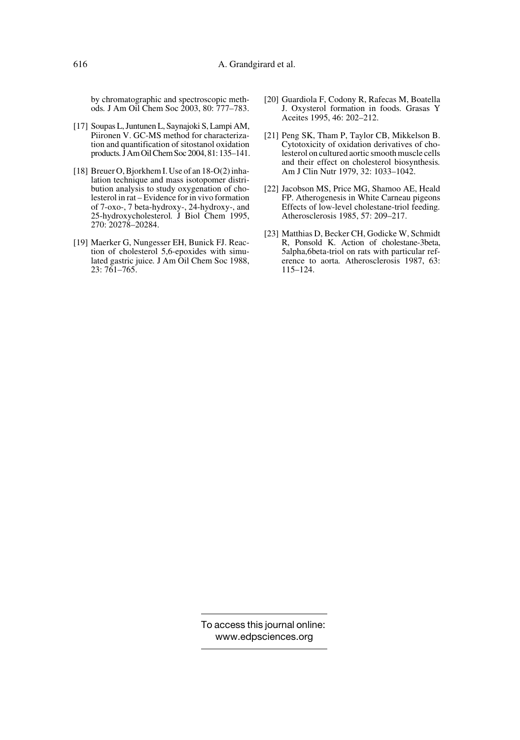by chromatographic and spectroscopic methods. J Am Oil Chem Soc 2003, 80: 777–783.

[17] Soupas L, Juntunen L, Saynajoki S, Lampi AM, Piironen V. GC-MS method for characterization and quantification of sitostanol oxidation products. J Am Oil Chem Soc 2004, 81: 135–141.

[18] Breuer O, Bjorkhem I. Use of an 18-O(2) inhalation technique and mass isotopomer distribution analysis to study oxygenation of cholesterol in rat – Evidence for in vivo formation of 7-oxo-, 7 beta-hydroxy-, 24-hydroxy-, and 25-hydroxycholesterol. J Biol Chem 1995, 270: 20278–20284.

[19] Maerker G, Nungesser EH, Bunick FJ. Reaction of cholesterol 5,6-epoxides with simulated gastric juice. J Am Oil Chem Soc 1988, 23: 761–765.

[20] Guardiola F, Codony R, Rafecas M, Boatella J. Oxysterol formation in foods. Grasas Y Aceites 1995, 46: 202–212.

[21] Peng SK, Tham P, Taylor CB, Mikkelson B. Cytotoxicity of oxidation derivatives of cholesterol on cultured aortic smooth muscle cells and their effect on cholesterol biosynthesis. Am J Clin Nutr 1979, 32: 1033–1042.

[22] Jacobson MS, Price MG, Shamoo AE, Heald FP. Atherogenesis in White Carneau pigeons Effects of low-level cholestane-triol feeding. Atherosclerosis 1985, 57: 209–217.

[23] Matthias D, Becker CH, Godicke W, Schmidt R, Ponsold K. Action of cholestane-3beta, 5alpha,6beta-triol on rats with particular reference to aorta. Atherosclerosis 1987, 63: 115–124.

To access this journal online:
www.edpsciences.org